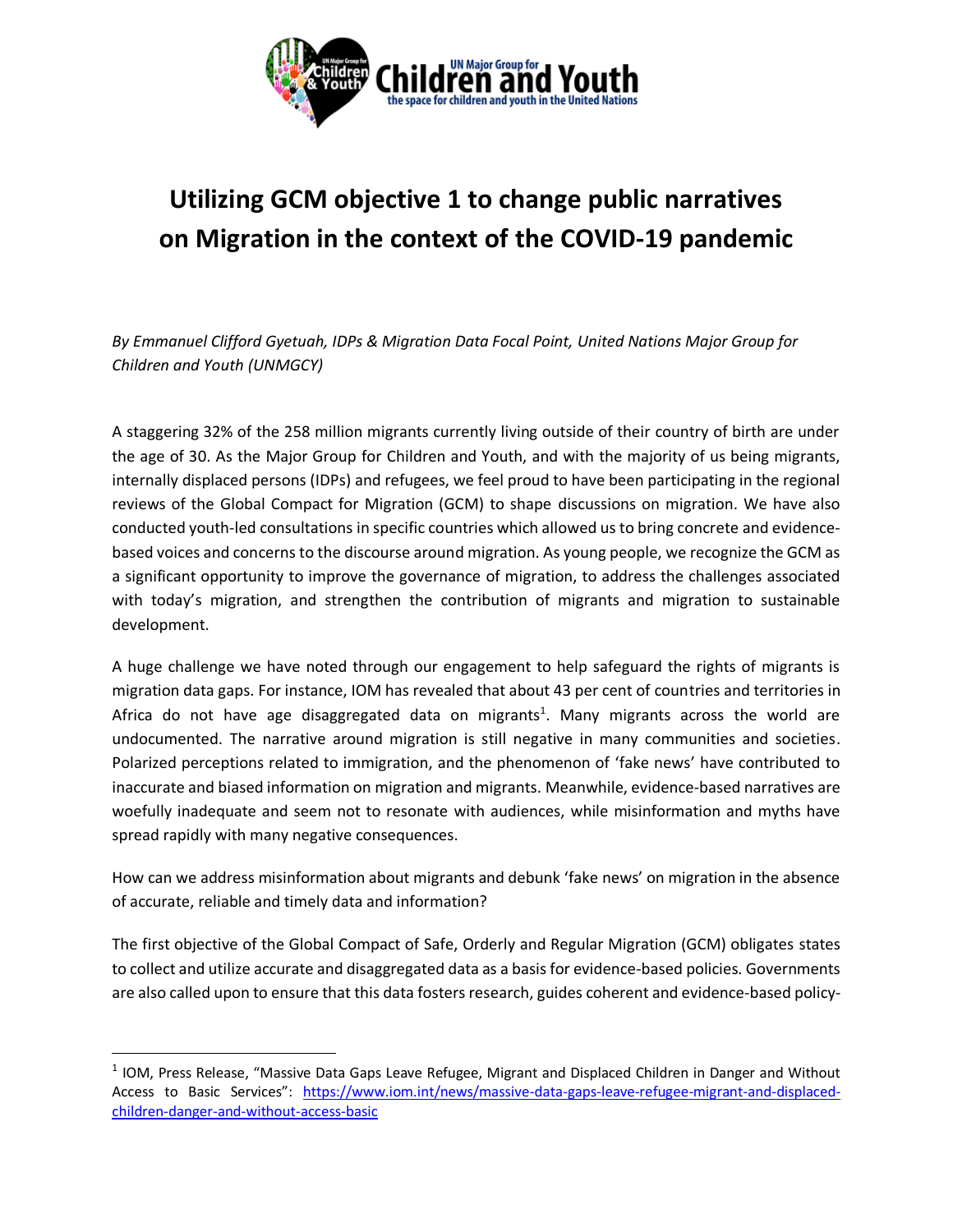# Utilizing GCM objective 1 to change public narratives on Migration in the context of the COVID-19 pandemic

*By Emmanuel Clifford Gyetuah, IDPs & Migration Data Focal Point, United Nations Major Group for Children and Youth (UNMGCY)*

A staggering 32% of the 258 million migrants currently living outside of their country of birth are under the age of 30. As the Major Group for Children and Youth, and with the majority of us being migrants, internally displaced persons (IDPs) and refugees, we feel proud to have been participating in the regional reviews of the Global Compact for Migration (GCM) to shape discussions on migration. We have also conducted youth-led consultations in specific countries which allowed us to bring concrete and evidence-based voices and concerns to the discourse around migration. As young people, we recognize the GCM as a significant opportunity to improve the governance of migration, to address the challenges associated with today's migration, and strengthen the contribution of migrants and migration to sustainable development.

A huge challenge we have noted through our engagement to help safeguard the rights of migrants is migration data gaps. For instance, IOM has revealed that about 43 per cent of countries and territories in Africa do not have age disaggregated data on migrants[1]. Many migrants across the world are undocumented. The narrative around migration is still negative in many communities and societies. Polarized perceptions related to immigration, and the phenomenon of 'fake news' have contributed to inaccurate and biased information on migration and migrants. Meanwhile, evidence-based narratives are woefully inadequate and seem not to resonate with audiences, while misinformation and myths have spread rapidly with many negative consequences.

How can we address misinformation about migrants and debunk 'fake news' on migration in the absence of accurate, reliable and timely data and information?

The first objective of the Global Compact of Safe, Orderly and Regular Migration (GCM) obligates states to collect and utilize accurate and disaggregated data as a basis for evidence-based policies. Governments are also called upon to ensure that this data fosters research, guides coherent and evidence-based policy-

---

[1] IOM, Press Release, "Massive Data Gaps Leave Refugee, Migrant and Displaced Children in Danger and Without Access to Basic Services": https://www.iom.int/news/massive-data-gaps-leave-refugee-migrant-and-displaced-children-danger-and-without-access-basic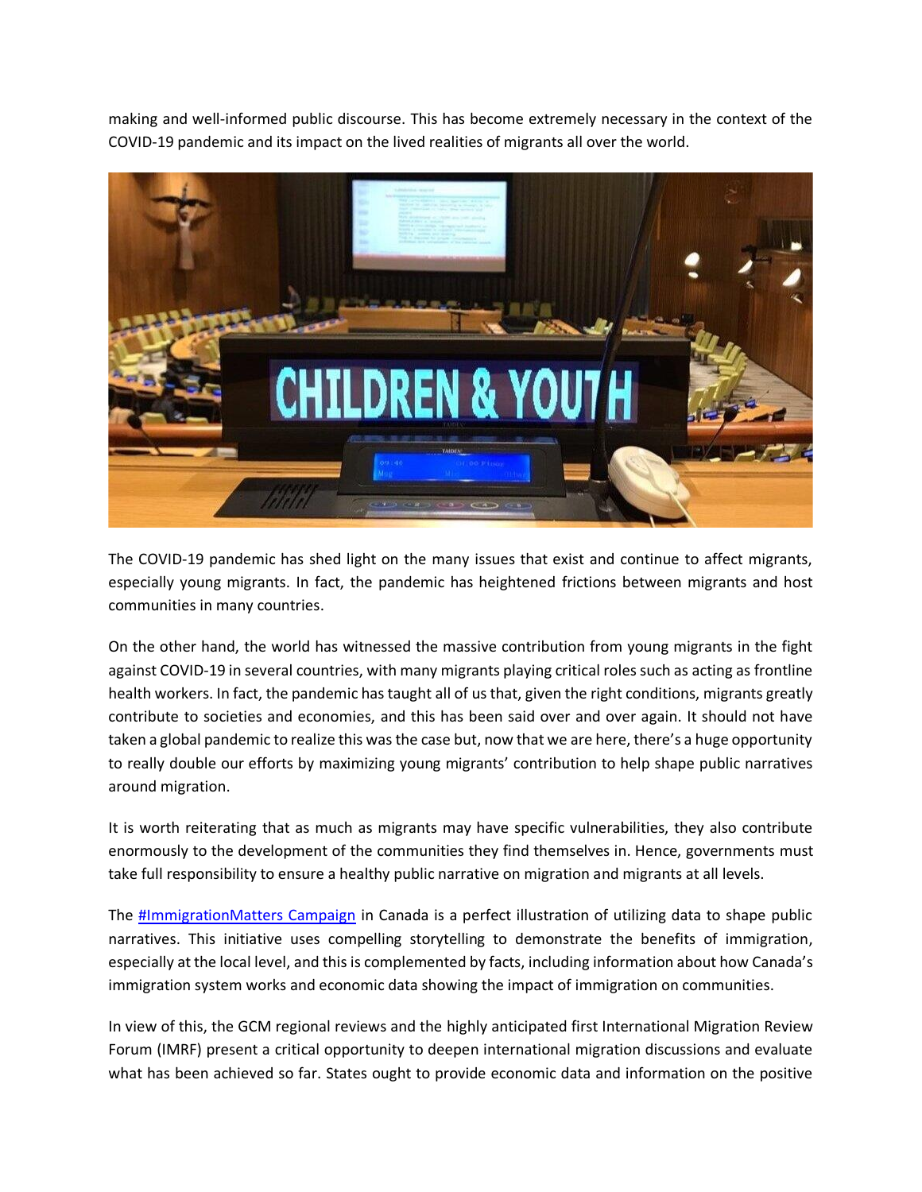making and well-informed public discourse. This has become extremely necessary in the context of the COVID-19 pandemic and its impact on the lived realities of migrants all over the world.

The COVID-19 pandemic has shed light on the many issues that exist and continue to affect migrants, especially young migrants. In fact, the pandemic has heightened frictions between migrants and host communities in many countries.

On the other hand, the world has witnessed the massive contribution from young migrants in the fight against COVID-19 in several countries, with many migrants playing critical roles such as acting as frontline health workers. In fact, the pandemic has taught all of us that, given the right conditions, migrants greatly contribute to societies and economies, and this has been said over and over again. It should not have taken a global pandemic to realize this was the case but, now that we are here, there's a huge opportunity to really double our efforts by maximizing young migrants' contribution to help shape public narratives around migration.

It is worth reiterating that as much as migrants may have specific vulnerabilities, they also contribute enormously to the development of the communities they find themselves in. Hence, governments must take full responsibility to ensure a healthy public narrative on migration and migrants at all levels.

The #ImmigrationMatters Campaign in Canada is a perfect illustration of utilizing data to shape public narratives. This initiative uses compelling storytelling to demonstrate the benefits of immigration, especially at the local level, and this is complemented by facts, including information about how Canada's immigration system works and economic data showing the impact of immigration on communities.

In view of this, the GCM regional reviews and the highly anticipated first International Migration Review Forum (IMRF) present a critical opportunity to deepen international migration discussions and evaluate what has been achieved so far. States ought to provide economic data and information on the positive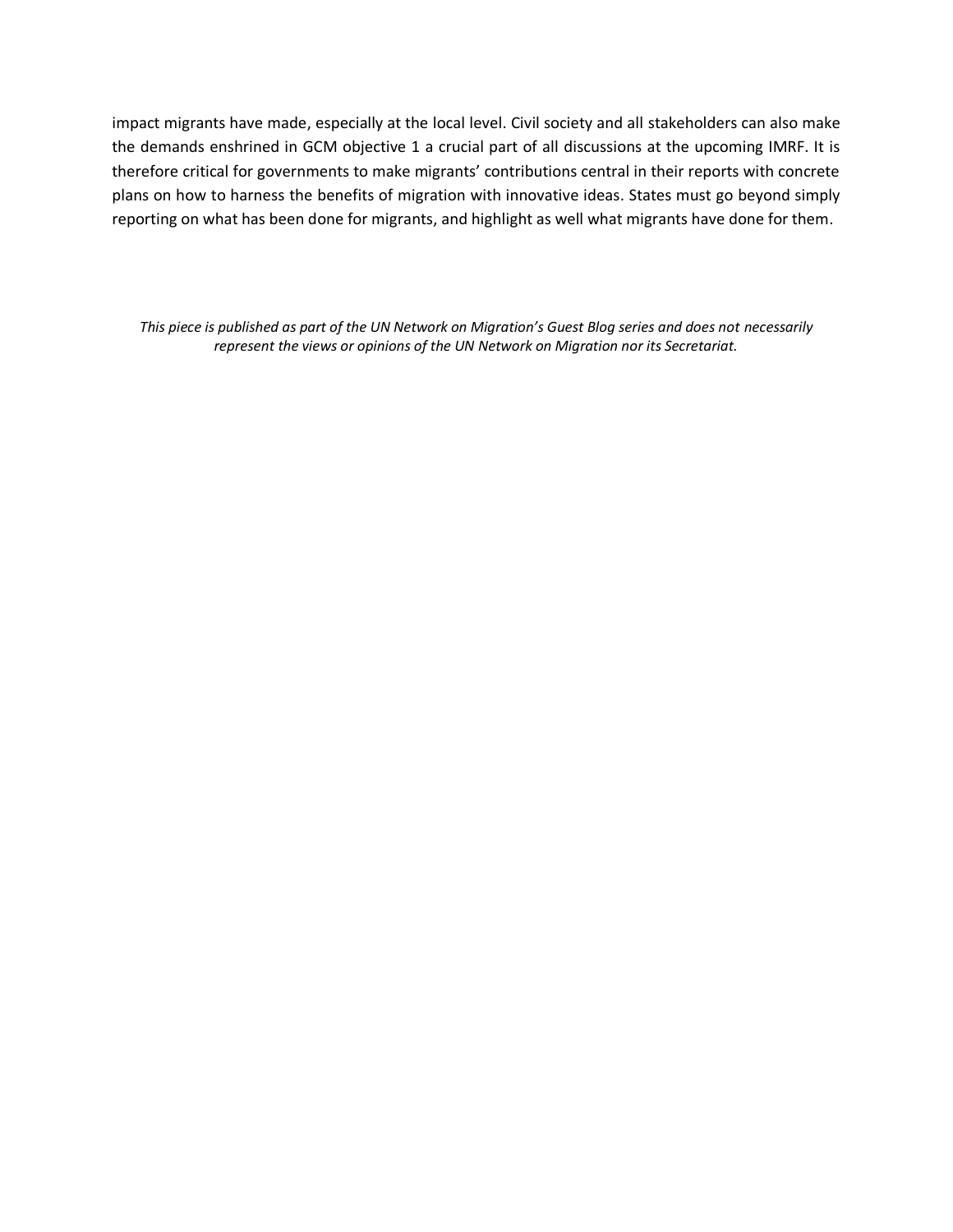impact migrants have made, especially at the local level. Civil society and all stakeholders can also make the demands enshrined in GCM objective 1 a crucial part of all discussions at the upcoming IMRF. It is therefore critical for governments to make migrants' contributions central in their reports with concrete plans on how to harness the benefits of migration with innovative ideas. States must go beyond simply reporting on what has been done for migrants, and highlight as well what migrants have done for them.

*This piece is published as part of the UN Network on Migration's Guest Blog series and does not necessarily represent the views or opinions of the UN Network on Migration nor its Secretariat.*